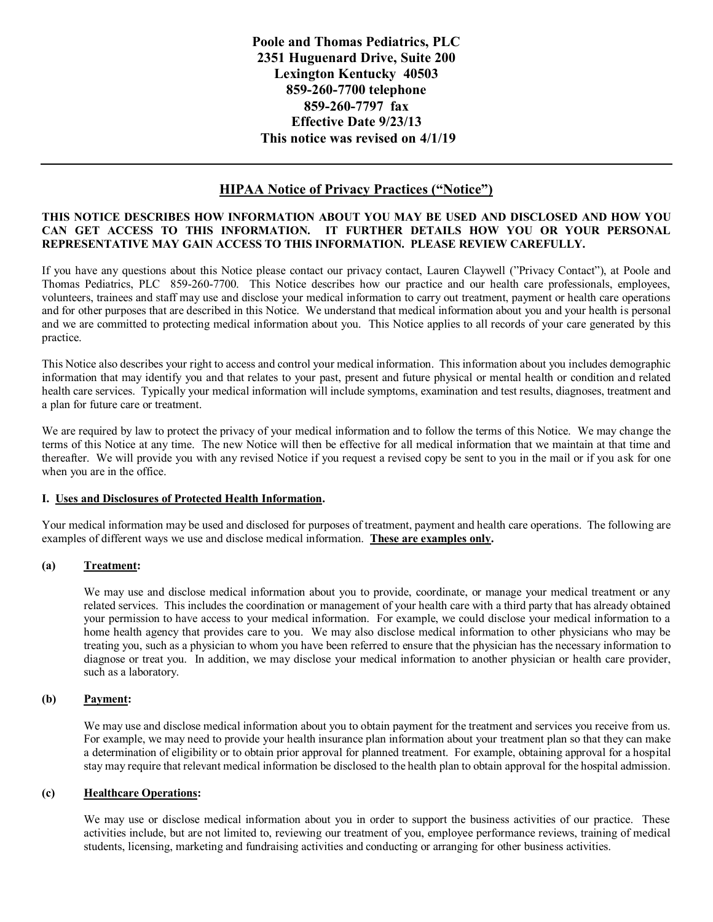**Poole and Thomas Pediatrics, PLC**
**2351 Huguenard Drive, Suite 200**
**Lexington Kentucky 40503**
**859-260-7700 telephone**
**859-260-7797 fax**
**Effective Date 9/23/13**
**This notice was revised on 4/1/19**

---

## HIPAA Notice of Privacy Practices ("Notice")

**THIS NOTICE DESCRIBES HOW INFORMATION ABOUT YOU MAY BE USED AND DISCLOSED AND HOW YOU CAN GET ACCESS TO THIS INFORMATION. IT FURTHER DETAILS HOW YOU OR YOUR PERSONAL REPRESENTATIVE MAY GAIN ACCESS TO THIS INFORMATION. PLEASE REVIEW CAREFULLY.**

If you have any questions about this Notice please contact our privacy contact, Lauren Claywell ("Privacy Contact"), at Poole and Thomas Pediatrics, PLC 859-260-7700. This Notice describes how our practice and our health care professionals, employees, volunteers, trainees and staff may use and disclose your medical information to carry out treatment, payment or health care operations and for other purposes that are described in this Notice. We understand that medical information about you and your health is personal and we are committed to protecting medical information about you. This Notice applies to all records of your care generated by this practice.

This Notice also describes your right to access and control your medical information. This information about you includes demographic information that may identify you and that relates to your past, present and future physical or mental health or condition and related health care services. Typically your medical information will include symptoms, examination and test results, diagnoses, treatment and a plan for future care or treatment.

We are required by law to protect the privacy of your medical information and to follow the terms of this Notice. We may change the terms of this Notice at any time. The new Notice will then be effective for all medical information that we maintain at that time and thereafter. We will provide you with any revised Notice if you request a revised copy be sent to you in the mail or if you ask for one when you are in the office.

### I. Uses and Disclosures of Protected Health Information.

Your medical information may be used and disclosed for purposes of treatment, payment and health care operations. The following are examples of different ways we use and disclose medical information. **These are examples only.**

#### (a) Treatment:

We may use and disclose medical information about you to provide, coordinate, or manage your medical treatment or any related services. This includes the coordination or management of your health care with a third party that has already obtained your permission to have access to your medical information. For example, we could disclose your medical information to a home health agency that provides care to you. We may also disclose medical information to other physicians who may be treating you, such as a physician to whom you have been referred to ensure that the physician has the necessary information to diagnose or treat you. In addition, we may disclose your medical information to another physician or health care provider, such as a laboratory.

#### (b) Payment:

We may use and disclose medical information about you to obtain payment for the treatment and services you receive from us. For example, we may need to provide your health insurance plan information about your treatment plan so that they can make a determination of eligibility or to obtain prior approval for planned treatment. For example, obtaining approval for a hospital stay may require that relevant medical information be disclosed to the health plan to obtain approval for the hospital admission.

#### (c) Healthcare Operations:

We may use or disclose medical information about you in order to support the business activities of our practice. These activities include, but are not limited to, reviewing our treatment of you, employee performance reviews, training of medical students, licensing, marketing and fundraising activities and conducting or arranging for other business activities.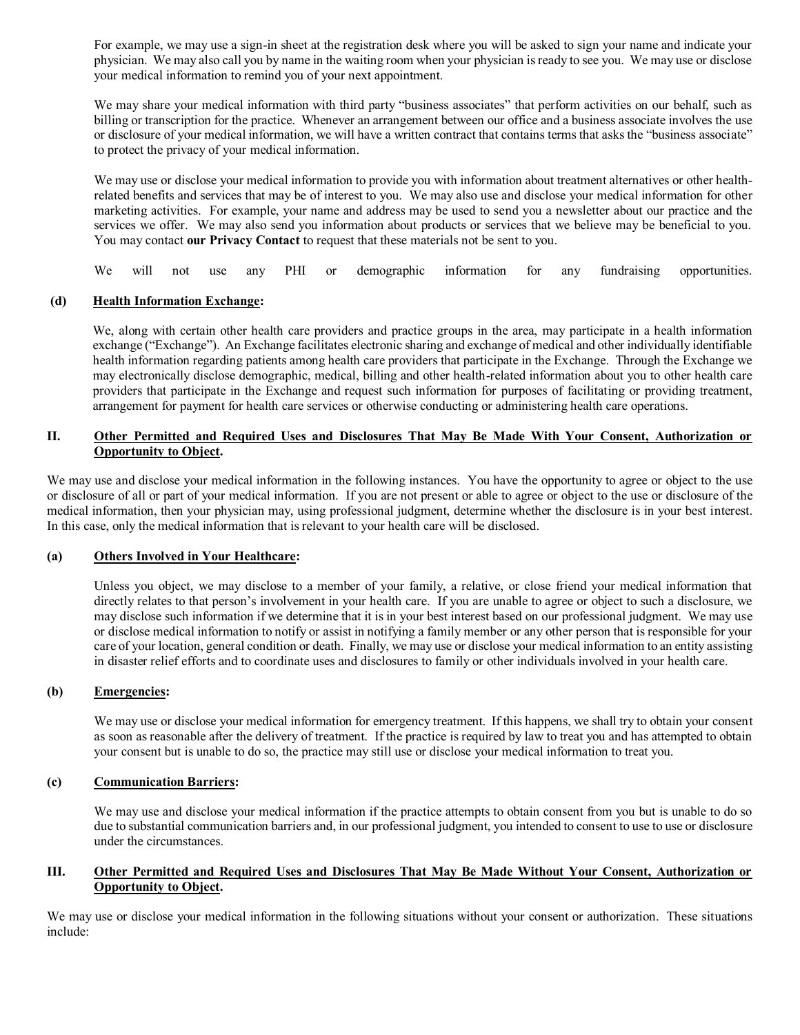For example, we may use a sign-in sheet at the registration desk where you will be asked to sign your name and indicate your physician. We may also call you by name in the waiting room when your physician is ready to see you. We may use or disclose your medical information to remind you of your next appointment.

We may share your medical information with third party "business associates" that perform activities on our behalf, such as billing or transcription for the practice. Whenever an arrangement between our office and a business associate involves the use or disclosure of your medical information, we will have a written contract that contains terms that asks the "business associate" to protect the privacy of your medical information.

We may use or disclose your medical information to provide you with information about treatment alternatives or other health-related benefits and services that may be of interest to you. We may also use and disclose your medical information for other marketing activities. For example, your name and address may be used to send you a newsletter about our practice and the services we offer. We may also send you information about products or services that we believe may be beneficial to you. You may contact **our Privacy Contact** to request that these materials not be sent to you.

We will not use any PHI or demographic information for any fundraising opportunities.

**(d) Health Information Exchange:**

We, along with certain other health care providers and practice groups in the area, may participate in a health information exchange ("Exchange"). An Exchange facilitates electronic sharing and exchange of medical and other individually identifiable health information regarding patients among health care providers that participate in the Exchange. Through the Exchange we may electronically disclose demographic, medical, billing and other health-related information about you to other health care providers that participate in the Exchange and request such information for purposes of facilitating or providing treatment, arrangement for payment for health care services or otherwise conducting or administering health care operations.

## II. Other Permitted and Required Uses and Disclosures That May Be Made With Your Consent, Authorization or Opportunity to Object.

We may use and disclose your medical information in the following instances. You have the opportunity to agree or object to the use or disclosure of all or part of your medical information. If you are not present or able to agree or object to the use or disclosure of the medical information, then your physician may, using professional judgment, determine whether the disclosure is in your best interest. In this case, only the medical information that is relevant to your health care will be disclosed.

**(a) Others Involved in Your Healthcare:**

Unless you object, we may disclose to a member of your family, a relative, or close friend your medical information that directly relates to that person's involvement in your health care. If you are unable to agree or object to such a disclosure, we may disclose such information if we determine that it is in your best interest based on our professional judgment. We may use or disclose medical information to notify or assist in notifying a family member or any other person that is responsible for your care of your location, general condition or death. Finally, we may use or disclose your medical information to an entity assisting in disaster relief efforts and to coordinate uses and disclosures to family or other individuals involved in your health care.

**(b) Emergencies:**

We may use or disclose your medical information for emergency treatment. If this happens, we shall try to obtain your consent as soon as reasonable after the delivery of treatment. If the practice is required by law to treat you and has attempted to obtain your consent but is unable to do so, the practice may still use or disclose your medical information to treat you.

**(c) Communication Barriers:**

We may use and disclose your medical information if the practice attempts to obtain consent from you but is unable to do so due to substantial communication barriers and, in our professional judgment, you intended to consent to use to use or disclosure under the circumstances.

## III. Other Permitted and Required Uses and Disclosures That May Be Made Without Your Consent, Authorization or Opportunity to Object.

We may use or disclose your medical information in the following situations without your consent or authorization. These situations include: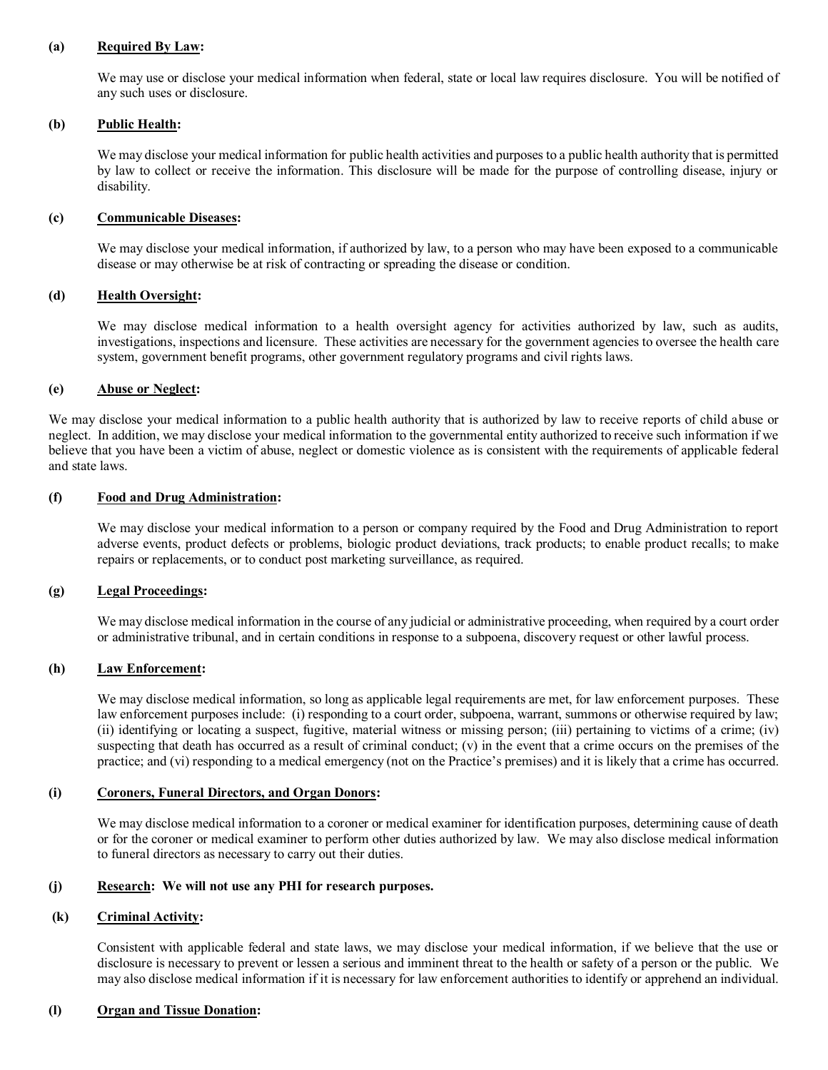**(a) Required By Law:**

We may use or disclose your medical information when federal, state or local law requires disclosure. You will be notified of any such uses or disclosure.

**(b) Public Health:**

We may disclose your medical information for public health activities and purposes to a public health authority that is permitted by law to collect or receive the information. This disclosure will be made for the purpose of controlling disease, injury or disability.

**(c) Communicable Diseases:**

We may disclose your medical information, if authorized by law, to a person who may have been exposed to a communicable disease or may otherwise be at risk of contracting or spreading the disease or condition.

**(d) Health Oversight:**

We may disclose medical information to a health oversight agency for activities authorized by law, such as audits, investigations, inspections and licensure. These activities are necessary for the government agencies to oversee the health care system, government benefit programs, other government regulatory programs and civil rights laws.

**(e) Abuse or Neglect:**

We may disclose your medical information to a public health authority that is authorized by law to receive reports of child abuse or neglect. In addition, we may disclose your medical information to the governmental entity authorized to receive such information if we believe that you have been a victim of abuse, neglect or domestic violence as is consistent with the requirements of applicable federal and state laws.

**(f) Food and Drug Administration:**

We may disclose your medical information to a person or company required by the Food and Drug Administration to report adverse events, product defects or problems, biologic product deviations, track products; to enable product recalls; to make repairs or replacements, or to conduct post marketing surveillance, as required.

**(g) Legal Proceedings:**

We may disclose medical information in the course of any judicial or administrative proceeding, when required by a court order or administrative tribunal, and in certain conditions in response to a subpoena, discovery request or other lawful process.

**(h) Law Enforcement:**

We may disclose medical information, so long as applicable legal requirements are met, for law enforcement purposes. These law enforcement purposes include: (i) responding to a court order, subpoena, warrant, summons or otherwise required by law; (ii) identifying or locating a suspect, fugitive, material witness or missing person; (iii) pertaining to victims of a crime; (iv) suspecting that death has occurred as a result of criminal conduct; (v) in the event that a crime occurs on the premises of the practice; and (vi) responding to a medical emergency (not on the Practice's premises) and it is likely that a crime has occurred.

**(i) Coroners, Funeral Directors, and Organ Donors:**

We may disclose medical information to a coroner or medical examiner for identification purposes, determining cause of death or for the coroner or medical examiner to perform other duties authorized by law. We may also disclose medical information to funeral directors as necessary to carry out their duties.

**(j) Research: We will not use any PHI for research purposes.**

**(k) Criminal Activity:**

Consistent with applicable federal and state laws, we may disclose your medical information, if we believe that the use or disclosure is necessary to prevent or lessen a serious and imminent threat to the health or safety of a person or the public. We may also disclose medical information if it is necessary for law enforcement authorities to identify or apprehend an individual.

**(l) Organ and Tissue Donation:**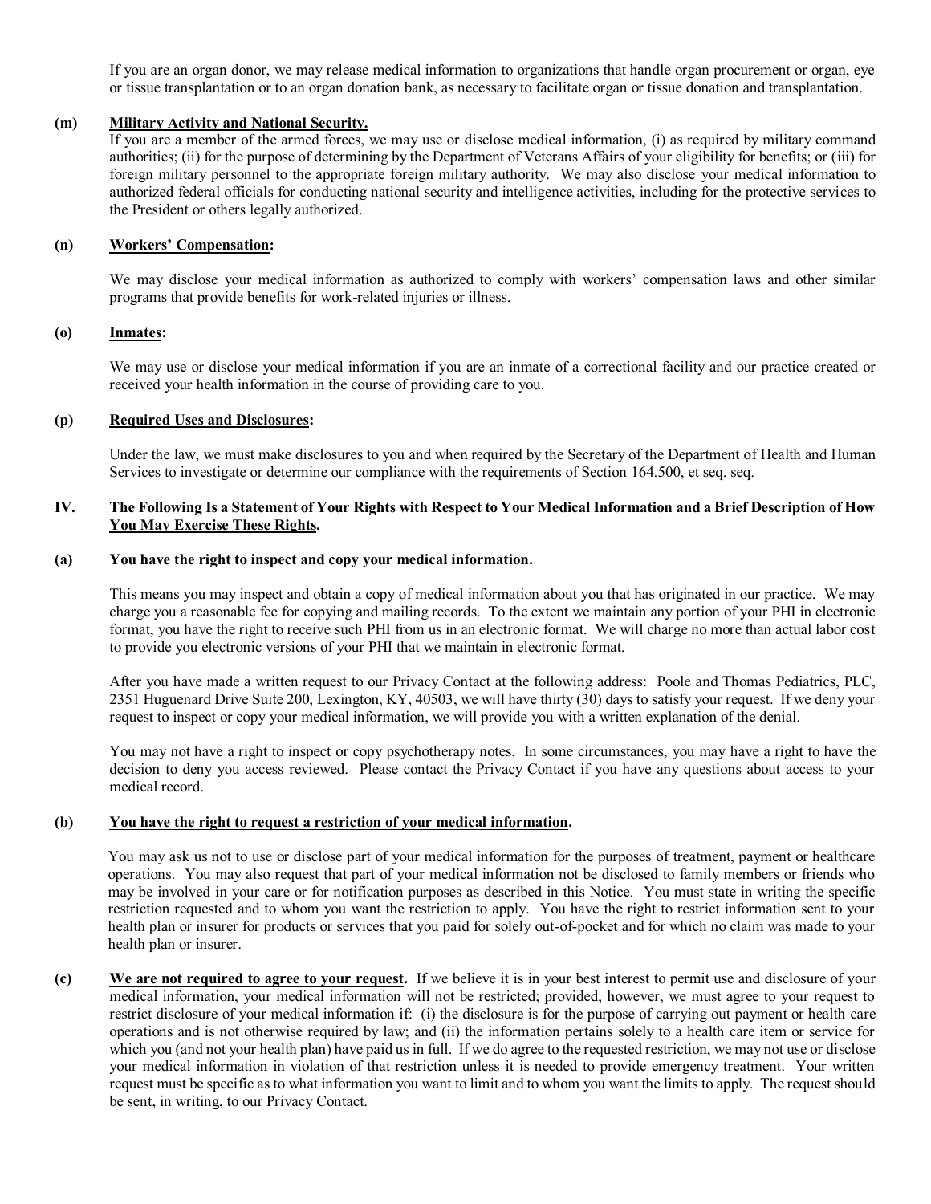If you are an organ donor, we may release medical information to organizations that handle organ procurement or organ, eye or tissue transplantation or to an organ donation bank, as necessary to facilitate organ or tissue donation and transplantation.

**(m) Military Activity and National Security.**

If you are a member of the armed forces, we may use or disclose medical information, (i) as required by military command authorities; (ii) for the purpose of determining by the Department of Veterans Affairs of your eligibility for benefits; or (iii) for foreign military personnel to the appropriate foreign military authority. We may also disclose your medical information to authorized federal officials for conducting national security and intelligence activities, including for the protective services to the President or others legally authorized.

**(n) Workers' Compensation:**

We may disclose your medical information as authorized to comply with workers' compensation laws and other similar programs that provide benefits for work-related injuries or illness.

**(o) Inmates:**

We may use or disclose your medical information if you are an inmate of a correctional facility and our practice created or received your health information in the course of providing care to you.

**(p) Required Uses and Disclosures:**

Under the law, we must make disclosures to you and when required by the Secretary of the Department of Health and Human Services to investigate or determine our compliance with the requirements of Section 164.500, et seq. seq.

## IV. The Following Is a Statement of Your Rights with Respect to Your Medical Information and a Brief Description of How You May Exercise These Rights.

**(a) You have the right to inspect and copy your medical information.**

This means you may inspect and obtain a copy of medical information about you that has originated in our practice. We may charge you a reasonable fee for copying and mailing records. To the extent we maintain any portion of your PHI in electronic format, you have the right to receive such PHI from us in an electronic format. We will charge no more than actual labor cost to provide you electronic versions of your PHI that we maintain in electronic format.

After you have made a written request to our Privacy Contact at the following address: Poole and Thomas Pediatrics, PLC, 2351 Huguenard Drive Suite 200, Lexington, KY, 40503, we will have thirty (30) days to satisfy your request. If we deny your request to inspect or copy your medical information, we will provide you with a written explanation of the denial.

You may not have a right to inspect or copy psychotherapy notes. In some circumstances, you may have a right to have the decision to deny you access reviewed. Please contact the Privacy Contact if you have any questions about access to your medical record.

**(b) You have the right to request a restriction of your medical information.**

You may ask us not to use or disclose part of your medical information for the purposes of treatment, payment or healthcare operations. You may also request that part of your medical information not be disclosed to family members or friends who may be involved in your care or for notification purposes as described in this Notice. You must state in writing the specific restriction requested and to whom you want the restriction to apply. You have the right to restrict information sent to your health plan or insurer for products or services that you paid for solely out-of-pocket and for which no claim was made to your health plan or insurer.

**(c) We are not required to agree to your request.** If we believe it is in your best interest to permit use and disclosure of your medical information, your medical information will not be restricted; provided, however, we must agree to your request to restrict disclosure of your medical information if: (i) the disclosure is for the purpose of carrying out payment or health care operations and is not otherwise required by law; and (ii) the information pertains solely to a health care item or service for which you (and not your health plan) have paid us in full. If we do agree to the requested restriction, we may not use or disclose your medical information in violation of that restriction unless it is needed to provide emergency treatment. Your written request must be specific as to what information you want to limit and to whom you want the limits to apply. The request should be sent, in writing, to our Privacy Contact.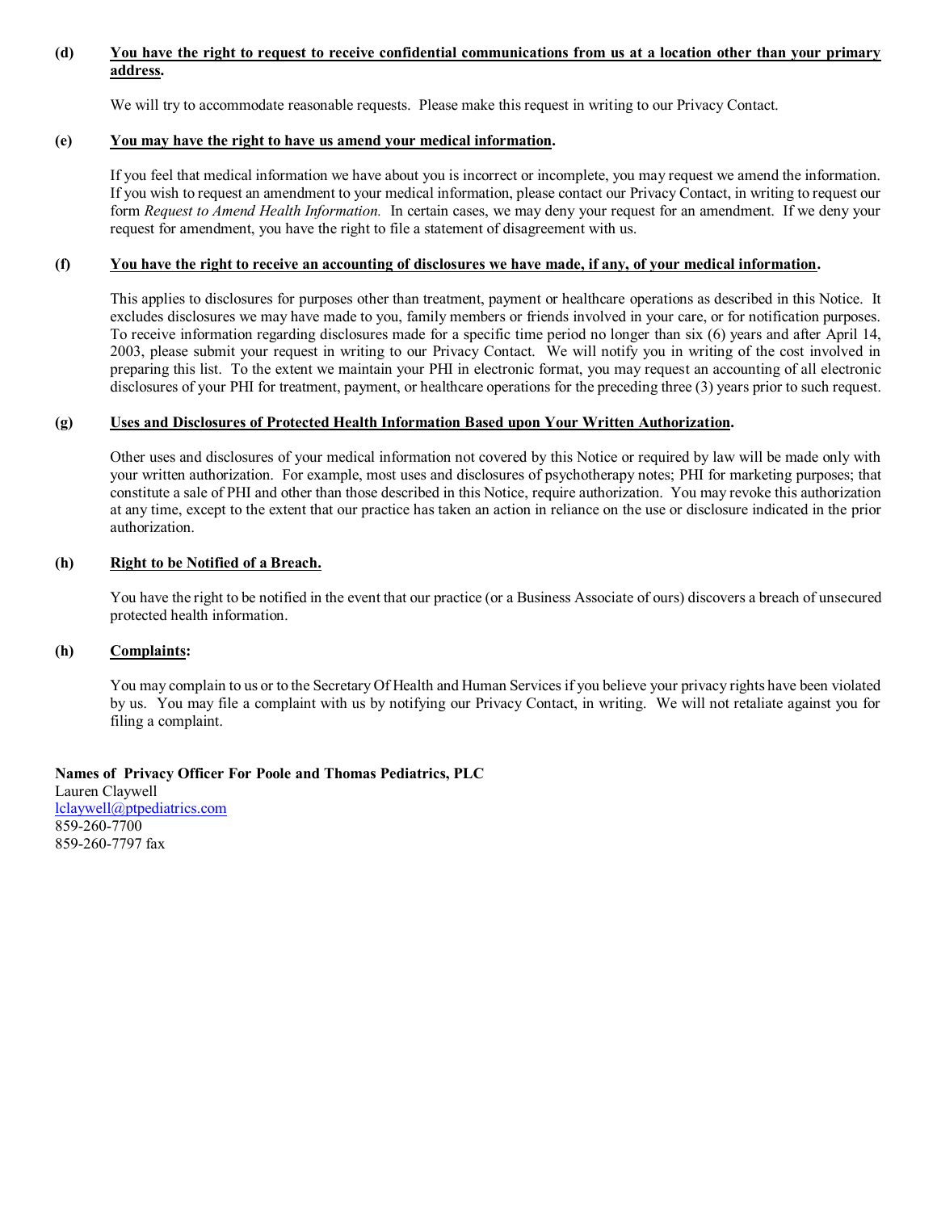**(d)** **<u>You have the right to request to receive confidential communications from us at a location other than your primary address</u>.**

We will try to accommodate reasonable requests. Please make this request in writing to our Privacy Contact.

**(e)** **<u>You may have the right to have us amend your medical information</u>.**

If you feel that medical information we have about you is incorrect or incomplete, you may request we amend the information. If you wish to request an amendment to your medical information, please contact our Privacy Contact, in writing to request our form *Request to Amend Health Information.* In certain cases, we may deny your request for an amendment. If we deny your request for amendment, you have the right to file a statement of disagreement with us.

**(f)** **<u>You have the right to receive an accounting of disclosures we have made, if any, of your medical information</u>.**

This applies to disclosures for purposes other than treatment, payment or healthcare operations as described in this Notice. It excludes disclosures we may have made to you, family members or friends involved in your care, or for notification purposes. To receive information regarding disclosures made for a specific time period no longer than six (6) years and after April 14, 2003, please submit your request in writing to our Privacy Contact. We will notify you in writing of the cost involved in preparing this list. To the extent we maintain your PHI in electronic format, you may request an accounting of all electronic disclosures of your PHI for treatment, payment, or healthcare operations for the preceding three (3) years prior to such request.

**(g)** **<u>Uses and Disclosures of Protected Health Information Based upon Your Written Authorization</u>.**

Other uses and disclosures of your medical information not covered by this Notice or required by law will be made only with your written authorization. For example, most uses and disclosures of psychotherapy notes; PHI for marketing purposes; that constitute a sale of PHI and other than those described in this Notice, require authorization. You may revoke this authorization at any time, except to the extent that our practice has taken an action in reliance on the use or disclosure indicated in the prior authorization.

**(h)** **<u>Right to be Notified of a Breach.</u>**

You have the right to be notified in the event that our practice (or a Business Associate of ours) discovers a breach of unsecured protected health information.

**(h)** **<u>Complaints</u>:**

You may complain to us or to the Secretary Of Health and Human Services if you believe your privacy rights have been violated by us. You may file a complaint with us by notifying our Privacy Contact, in writing. We will not retaliate against you for filing a complaint.

**Names of Privacy Officer For Poole and Thomas Pediatrics, PLC**
Lauren Claywell
lclaywell@ptpediatrics.com
859-260-7700
859-260-7797 fax